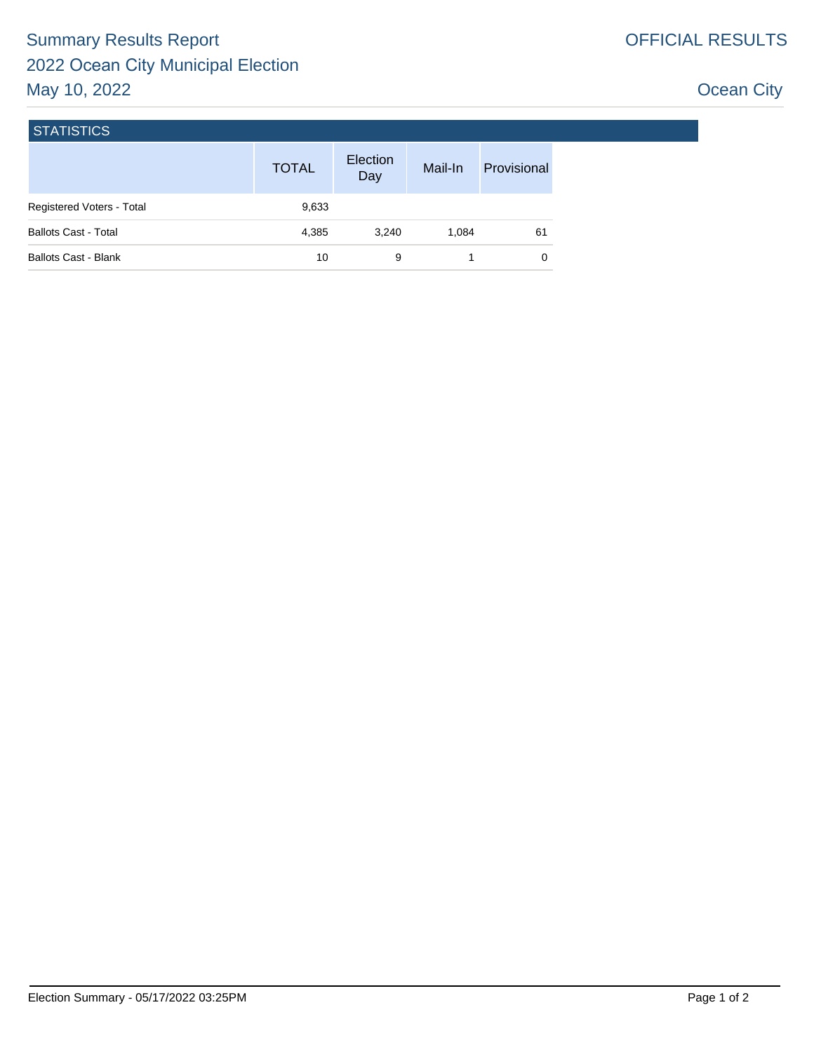# Summary Results Report
## 2022 Ocean City Municipal Election
## May 10, 2022

OFFICIAL RESULTS

Ocean City

### STATISTICS

| | TOTAL | Election Day | Mail-In | Provisional |
|---|---|---|---|---|
| Registered Voters - Total | 9,633 | | | |
| Ballots Cast - Total | 4,385 | 3,240 | 1,084 | 61 |
| Ballots Cast - Blank | 10 | 9 | 1 | 0 |

Election Summary - 05/17/2022 03:25PM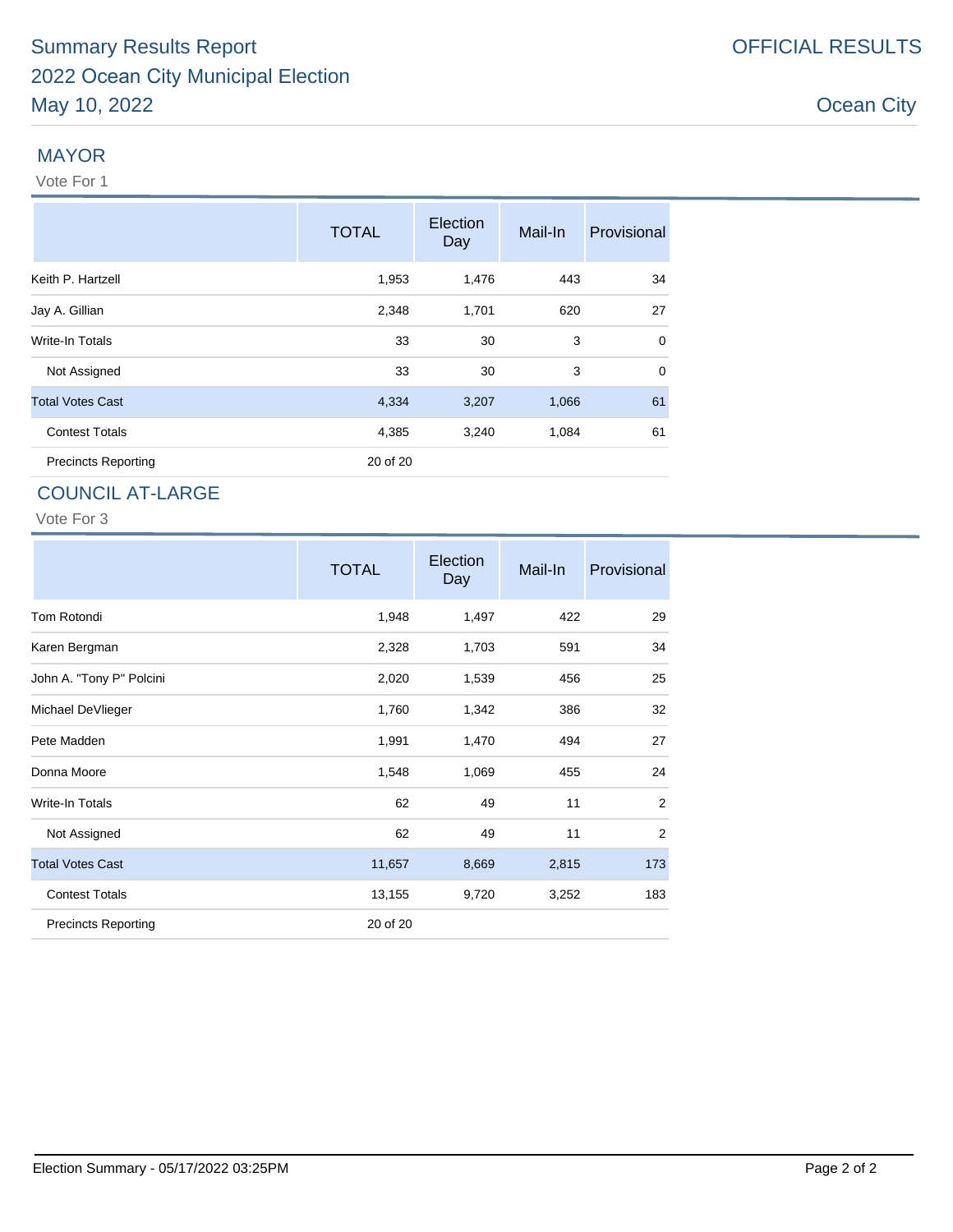# Summary Results Report
## 2022 Ocean City Municipal Election
## May 10, 2022

OFFICIAL RESULTS

Ocean City

### MAYOR

Vote For 1

| | TOTAL | Election Day | Mail-In | Provisional |
|---|---|---|---|---|
| Keith P. Hartzell | 1,953 | 1,476 | 443 | 34 |
| Jay A. Gillian | 2,348 | 1,701 | 620 | 27 |
| Write-In Totals | 33 | 30 | 3 | 0 |
| Not Assigned | 33 | 30 | 3 | 0 |
| Total Votes Cast | 4,334 | 3,207 | 1,066 | 61 |
| Contest Totals | 4,385 | 3,240 | 1,084 | 61 |
| Precincts Reporting | 20 of 20 | | | |

### COUNCIL AT-LARGE

Vote For 3

| | TOTAL | Election Day | Mail-In | Provisional |
|---|---|---|---|---|
| Tom Rotondi | 1,948 | 1,497 | 422 | 29 |
| Karen Bergman | 2,328 | 1,703 | 591 | 34 |
| John A. "Tony P" Polcini | 2,020 | 1,539 | 456 | 25 |
| Michael DeVlieger | 1,760 | 1,342 | 386 | 32 |
| Pete Madden | 1,991 | 1,470 | 494 | 27 |
| Donna Moore | 1,548 | 1,069 | 455 | 24 |
| Write-In Totals | 62 | 49 | 11 | 2 |
| Not Assigned | 62 | 49 | 11 | 2 |
| Total Votes Cast | 11,657 | 8,669 | 2,815 | 173 |
| Contest Totals | 13,155 | 9,720 | 3,252 | 183 |
| Precincts Reporting | 20 of 20 | | | |

Election Summary - 05/17/2022 03:25PM